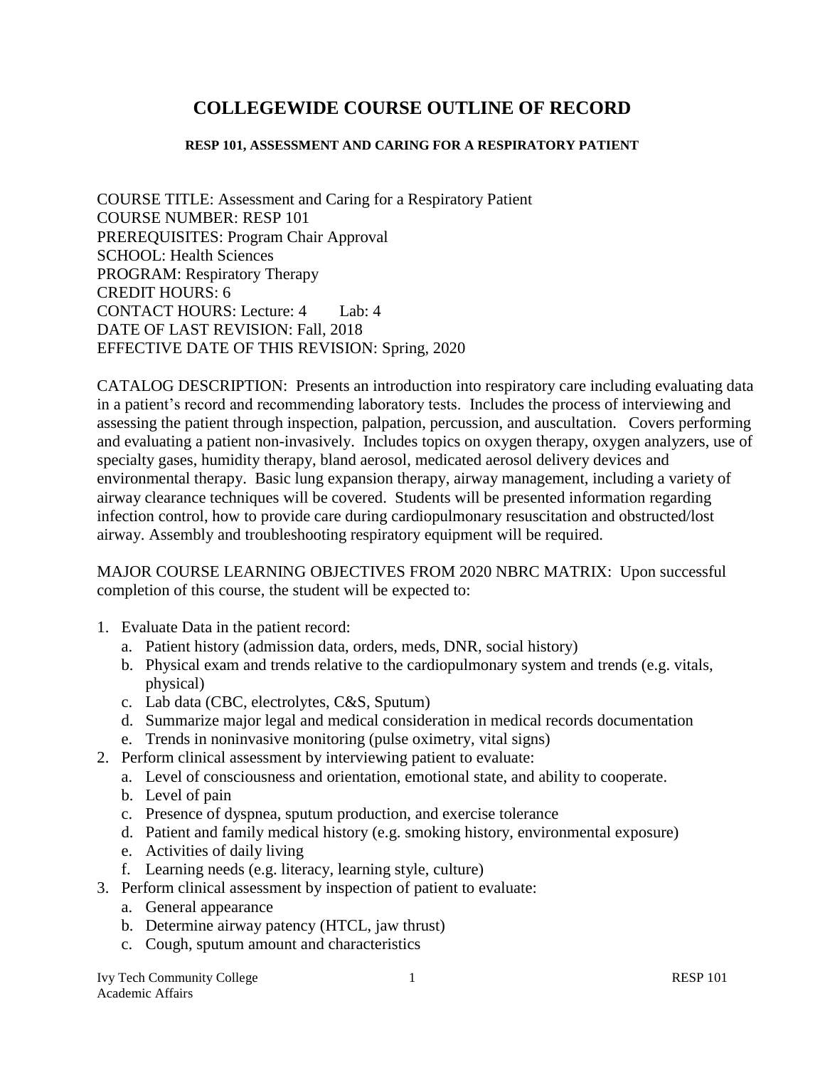# COLLEGEWIDE COURSE OUTLINE OF RECORD

### RESP 101, ASSESSMENT AND CARING FOR A RESPIRATORY PATIENT

COURSE TITLE: Assessment and Caring for a Respiratory Patient
COURSE NUMBER: RESP 101
PREREQUISITES: Program Chair Approval
SCHOOL: Health Sciences
PROGRAM: Respiratory Therapy
CREDIT HOURS: 6
CONTACT HOURS: Lecture: 4 Lab: 4
DATE OF LAST REVISION: Fall, 2018
EFFECTIVE DATE OF THIS REVISION: Spring, 2020

CATALOG DESCRIPTION: Presents an introduction into respiratory care including evaluating data in a patient's record and recommending laboratory tests. Includes the process of interviewing and assessing the patient through inspection, palpation, percussion, and auscultation. Covers performing and evaluating a patient non-invasively. Includes topics on oxygen therapy, oxygen analyzers, use of specialty gases, humidity therapy, bland aerosol, medicated aerosol delivery devices and environmental therapy. Basic lung expansion therapy, airway management, including a variety of airway clearance techniques will be covered. Students will be presented information regarding infection control, how to provide care during cardiopulmonary resuscitation and obstructed/lost airway. Assembly and troubleshooting respiratory equipment will be required.

MAJOR COURSE LEARNING OBJECTIVES FROM 2020 NBRC MATRIX: Upon successful completion of this course, the student will be expected to:

1. Evaluate Data in the patient record:
   a. Patient history (admission data, orders, meds, DNR, social history)
   b. Physical exam and trends relative to the cardiopulmonary system and trends (e.g. vitals, physical)
   c. Lab data (CBC, electrolytes, C&S, Sputum)
   d. Summarize major legal and medical consideration in medical records documentation
   e. Trends in noninvasive monitoring (pulse oximetry, vital signs)
2. Perform clinical assessment by interviewing patient to evaluate:
   a. Level of consciousness and orientation, emotional state, and ability to cooperate.
   b. Level of pain
   c. Presence of dyspnea, sputum production, and exercise tolerance
   d. Patient and family medical history (e.g. smoking history, environmental exposure)
   e. Activities of daily living
   f. Learning needs (e.g. literacy, learning style, culture)
3. Perform clinical assessment by inspection of patient to evaluate:
   a. General appearance
   b. Determine airway patency (HTCL, jaw thrust)
   c. Cough, sputum amount and characteristics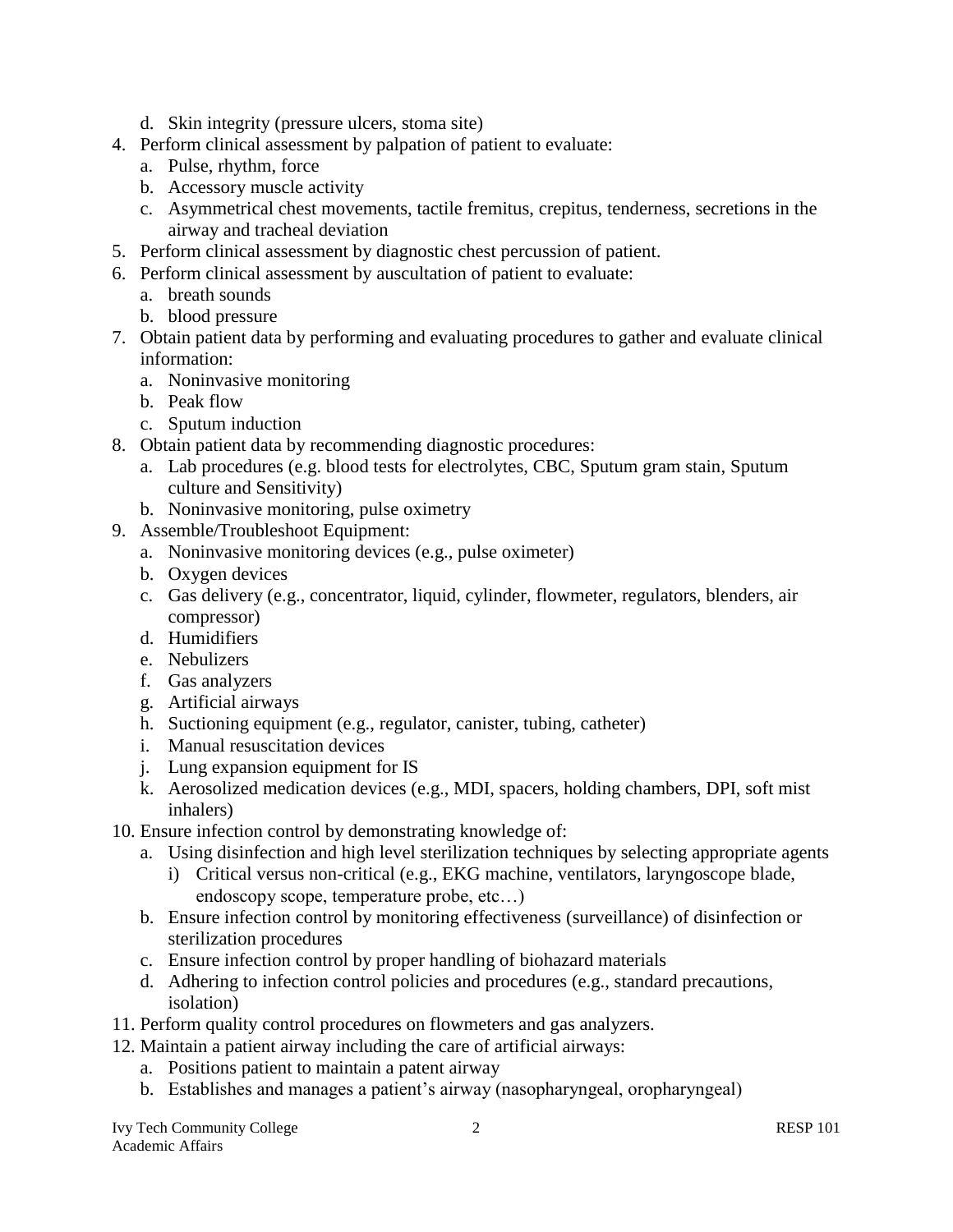d. Skin integrity (pressure ulcers, stoma site)
4. Perform clinical assessment by palpation of patient to evaluate:
   a. Pulse, rhythm, force
   b. Accessory muscle activity
   c. Asymmetrical chest movements, tactile fremitus, crepitus, tenderness, secretions in the airway and tracheal deviation
5. Perform clinical assessment by diagnostic chest percussion of patient.
6. Perform clinical assessment by auscultation of patient to evaluate:
   a. breath sounds
   b. blood pressure
7. Obtain patient data by performing and evaluating procedures to gather and evaluate clinical information:
   a. Noninvasive monitoring
   b. Peak flow
   c. Sputum induction
8. Obtain patient data by recommending diagnostic procedures:
   a. Lab procedures (e.g. blood tests for electrolytes, CBC, Sputum gram stain, Sputum culture and Sensitivity)
   b. Noninvasive monitoring, pulse oximetry
9. Assemble/Troubleshoot Equipment:
   a. Noninvasive monitoring devices (e.g., pulse oximeter)
   b. Oxygen devices
   c. Gas delivery (e.g., concentrator, liquid, cylinder, flowmeter, regulators, blenders, air compressor)
   d. Humidifiers
   e. Nebulizers
   f. Gas analyzers
   g. Artificial airways
   h. Suctioning equipment (e.g., regulator, canister, tubing, catheter)
   i. Manual resuscitation devices
   j. Lung expansion equipment for IS
   k. Aerosolized medication devices (e.g., MDI, spacers, holding chambers, DPI, soft mist inhalers)
10. Ensure infection control by demonstrating knowledge of:
    a. Using disinfection and high level sterilization techniques by selecting appropriate agents
       i) Critical versus non-critical (e.g., EKG machine, ventilators, laryngoscope blade, endoscopy scope, temperature probe, etc…)
    b. Ensure infection control by monitoring effectiveness (surveillance) of disinfection or sterilization procedures
    c. Ensure infection control by proper handling of biohazard materials
    d. Adhering to infection control policies and procedures (e.g., standard precautions, isolation)
11. Perform quality control procedures on flowmeters and gas analyzers.
12. Maintain a patient airway including the care of artificial airways:
    a. Positions patient to maintain a patent airway
    b. Establishes and manages a patient's airway (nasopharyngeal, oropharyngeal)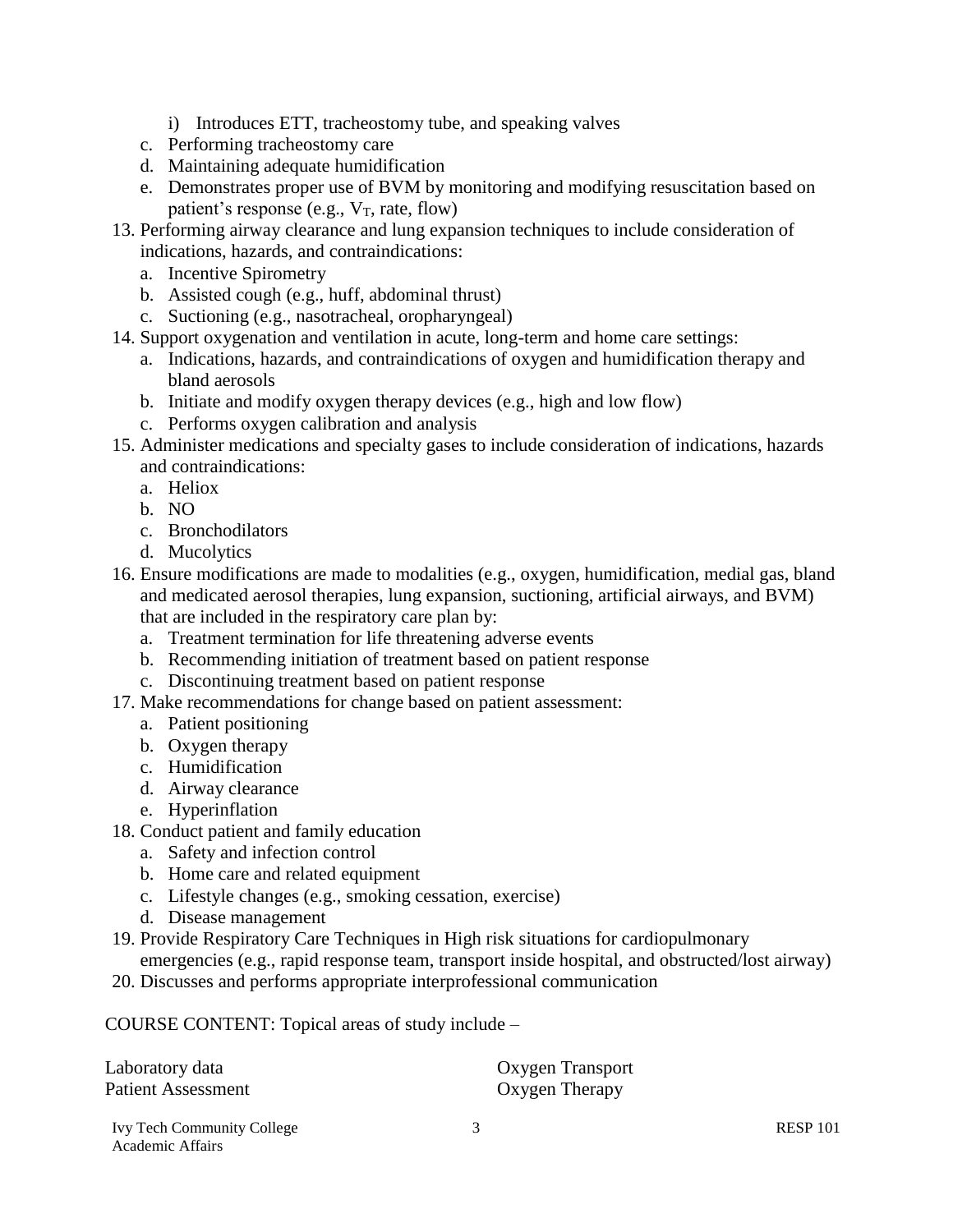i) Introduces ETT, tracheostomy tube, and speaking valves

   c. Performing tracheostomy care
   d. Maintaining adequate humidification
   e. Demonstrates proper use of BVM by monitoring and modifying resuscitation based on patient's response (e.g., $V_T$, rate, flow)

13. Performing airway clearance and lung expansion techniques to include consideration of indications, hazards, and contraindications:
    a. Incentive Spirometry
    b. Assisted cough (e.g., huff, abdominal thrust)
    c. Suctioning (e.g., nasotracheal, oropharyngeal)
14. Support oxygenation and ventilation in acute, long-term and home care settings:
    a. Indications, hazards, and contraindications of oxygen and humidification therapy and bland aerosols
    b. Initiate and modify oxygen therapy devices (e.g., high and low flow)
    c. Performs oxygen calibration and analysis
15. Administer medications and specialty gases to include consideration of indications, hazards and contraindications:
    a. Heliox
    b. NO
    c. Bronchodilators
    d. Mucolytics
16. Ensure modifications are made to modalities (e.g., oxygen, humidification, medial gas, bland and medicated aerosol therapies, lung expansion, suctioning, artificial airways, and BVM) that are included in the respiratory care plan by:
    a. Treatment termination for life threatening adverse events
    b. Recommending initiation of treatment based on patient response
    c. Discontinuing treatment based on patient response
17. Make recommendations for change based on patient assessment:
    a. Patient positioning
    b. Oxygen therapy
    c. Humidification
    d. Airway clearance
    e. Hyperinflation
18. Conduct patient and family education
    a. Safety and infection control
    b. Home care and related equipment
    c. Lifestyle changes (e.g., smoking cessation, exercise)
    d. Disease management
19. Provide Respiratory Care Techniques in High risk situations for cardiopulmonary emergencies (e.g., rapid response team, transport inside hospital, and obstructed/lost airway)
20. Discusses and performs appropriate interprofessional communication

COURSE CONTENT: Topical areas of study include –

Laboratory data
Patient Assessment
Oxygen Transport
Oxygen Therapy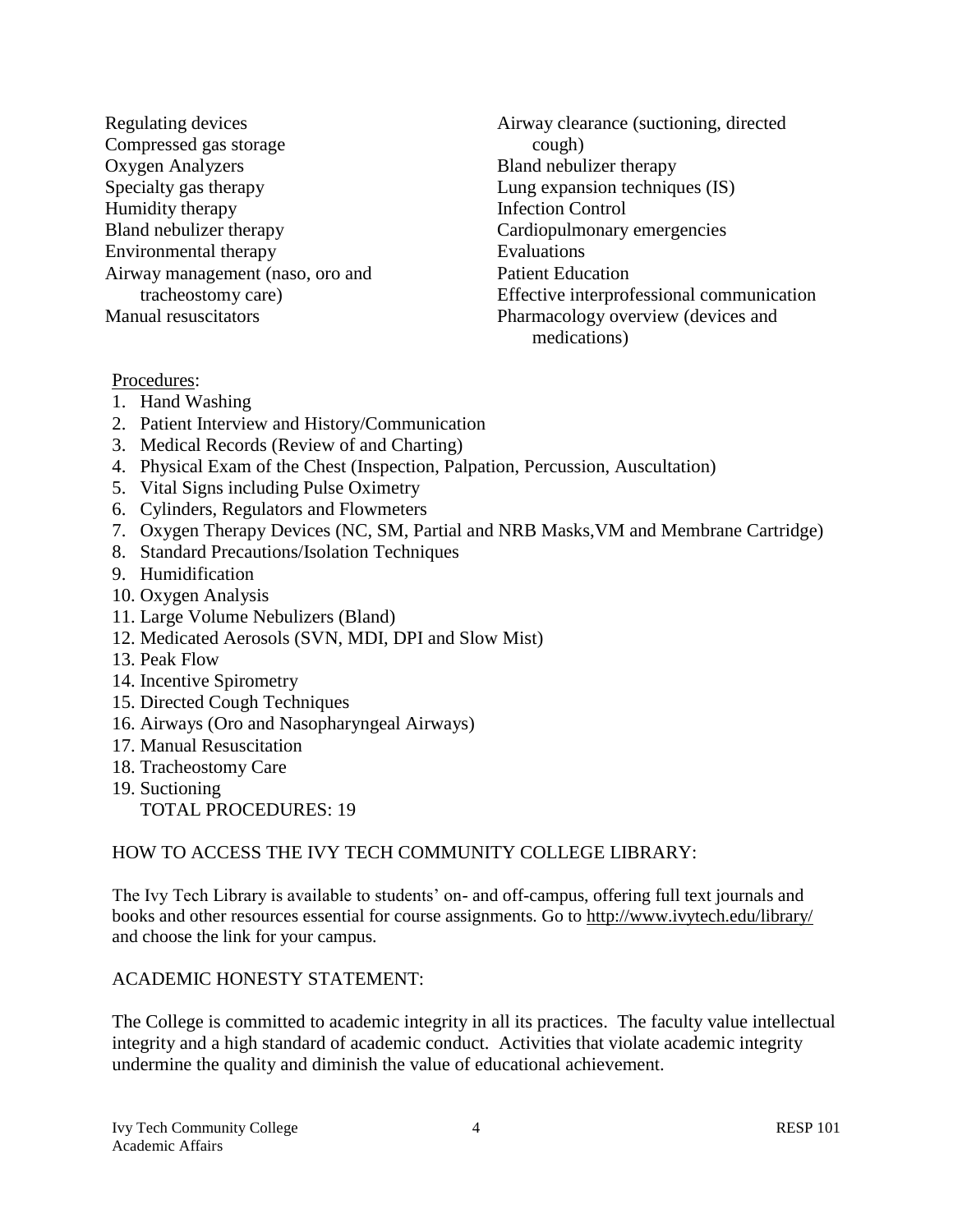Regulating devices
Compressed gas storage
Oxygen Analyzers
Specialty gas therapy
Humidity therapy
Bland nebulizer therapy
Environmental therapy
Airway management (naso, oro and tracheostomy care)
Manual resuscitators
Airway clearance (suctioning, directed cough)
Bland nebulizer therapy
Lung expansion techniques (IS)
Infection Control
Cardiopulmonary emergencies
Evaluations
Patient Education
Effective interprofessional communication
Pharmacology overview (devices and medications)

Procedures:

1. Hand Washing
2. Patient Interview and History/Communication
3. Medical Records (Review of and Charting)
4. Physical Exam of the Chest (Inspection, Palpation, Percussion, Auscultation)
5. Vital Signs including Pulse Oximetry
6. Cylinders, Regulators and Flowmeters
7. Oxygen Therapy Devices (NC, SM, Partial and NRB Masks,VM and Membrane Cartridge)
8. Standard Precautions/Isolation Techniques
9. Humidification
10. Oxygen Analysis
11. Large Volume Nebulizers (Bland)
12. Medicated Aerosols (SVN, MDI, DPI and Slow Mist)
13. Peak Flow
14. Incentive Spirometry
15. Directed Cough Techniques
16. Airways (Oro and Nasopharyngeal Airways)
17. Manual Resuscitation
18. Tracheostomy Care
19. Suctioning

TOTAL PROCEDURES: 19

## HOW TO ACCESS THE IVY TECH COMMUNITY COLLEGE LIBRARY:

The Ivy Tech Library is available to students' on- and off-campus, offering full text journals and books and other resources essential for course assignments. Go to http://www.ivytech.edu/library/ and choose the link for your campus.

## ACADEMIC HONESTY STATEMENT:

The College is committed to academic integrity in all its practices. The faculty value intellectual integrity and a high standard of academic conduct. Activities that violate academic integrity undermine the quality and diminish the value of educational achievement.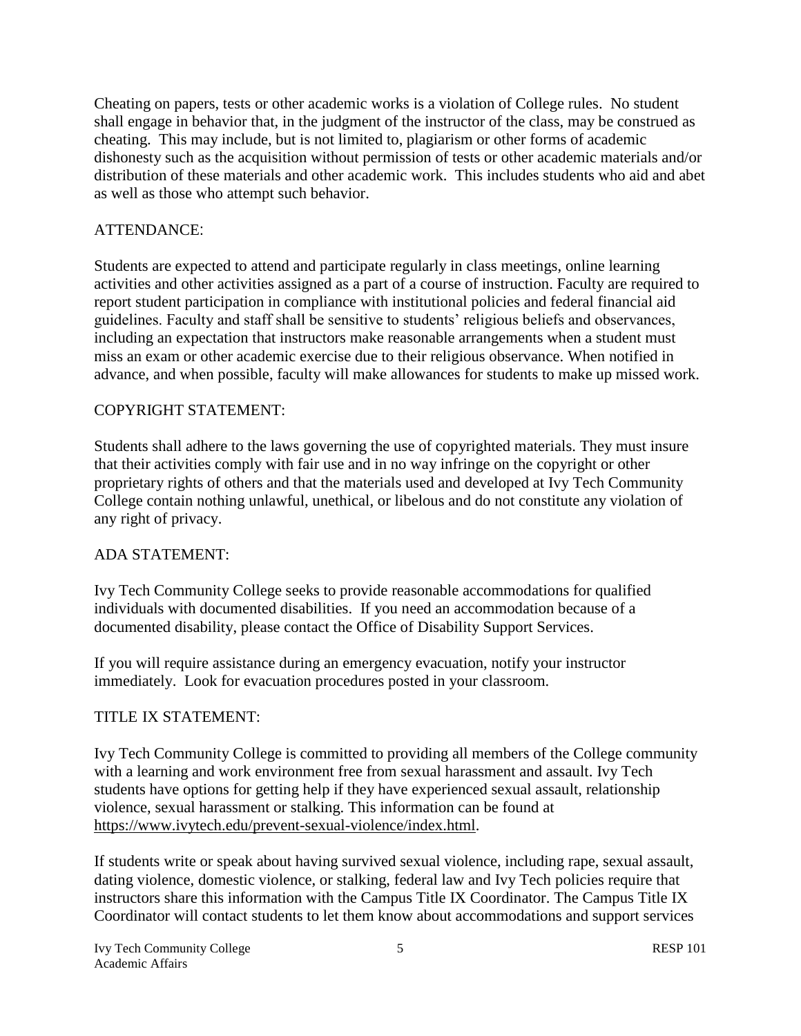Cheating on papers, tests or other academic works is a violation of College rules. No student shall engage in behavior that, in the judgment of the instructor of the class, may be construed as cheating. This may include, but is not limited to, plagiarism or other forms of academic dishonesty such as the acquisition without permission of tests or other academic materials and/or distribution of these materials and other academic work. This includes students who aid and abet as well as those who attempt such behavior.

ATTENDANCE:

Students are expected to attend and participate regularly in class meetings, online learning activities and other activities assigned as a part of a course of instruction. Faculty are required to report student participation in compliance with institutional policies and federal financial aid guidelines. Faculty and staff shall be sensitive to students' religious beliefs and observances, including an expectation that instructors make reasonable arrangements when a student must miss an exam or other academic exercise due to their religious observance. When notified in advance, and when possible, faculty will make allowances for students to make up missed work.

COPYRIGHT STATEMENT:

Students shall adhere to the laws governing the use of copyrighted materials. They must insure that their activities comply with fair use and in no way infringe on the copyright or other proprietary rights of others and that the materials used and developed at Ivy Tech Community College contain nothing unlawful, unethical, or libelous and do not constitute any violation of any right of privacy.

ADA STATEMENT:

Ivy Tech Community College seeks to provide reasonable accommodations for qualified individuals with documented disabilities. If you need an accommodation because of a documented disability, please contact the Office of Disability Support Services.

If you will require assistance during an emergency evacuation, notify your instructor immediately. Look for evacuation procedures posted in your classroom.

TITLE IX STATEMENT:

Ivy Tech Community College is committed to providing all members of the College community with a learning and work environment free from sexual harassment and assault. Ivy Tech students have options for getting help if they have experienced sexual assault, relationship violence, sexual harassment or stalking. This information can be found at https://www.ivytech.edu/prevent-sexual-violence/index.html.

If students write or speak about having survived sexual violence, including rape, sexual assault, dating violence, domestic violence, or stalking, federal law and Ivy Tech policies require that instructors share this information with the Campus Title IX Coordinator. The Campus Title IX Coordinator will contact students to let them know about accommodations and support services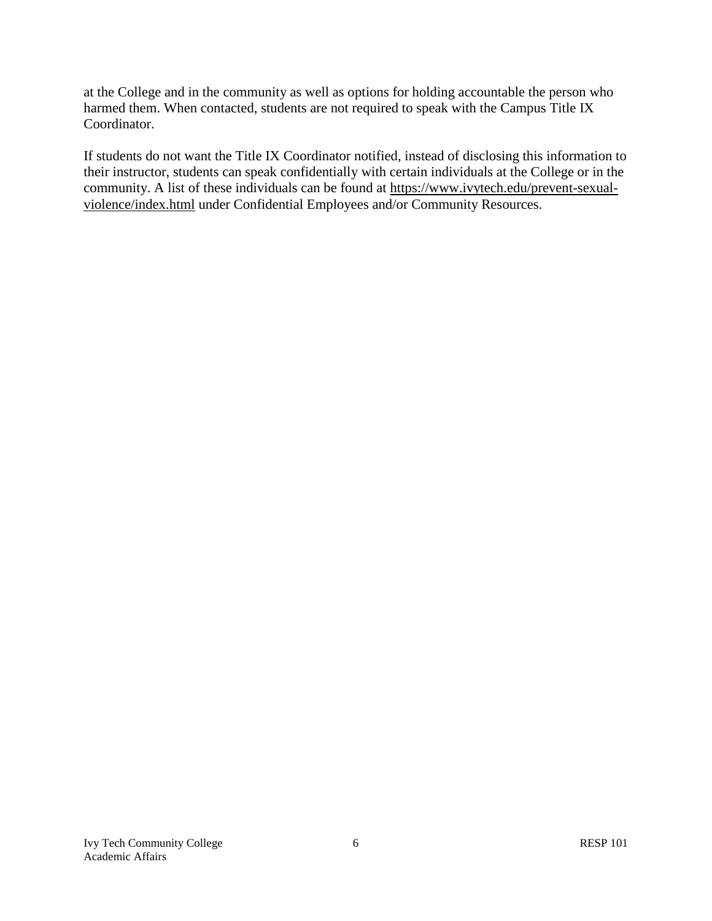at the College and in the community as well as options for holding accountable the person who harmed them. When contacted, students are not required to speak with the Campus Title IX Coordinator.

If students do not want the Title IX Coordinator notified, instead of disclosing this information to their instructor, students can speak confidentially with certain individuals at the College or in the community. A list of these individuals can be found at https://www.ivytech.edu/prevent-sexual-violence/index.html under Confidential Employees and/or Community Resources.